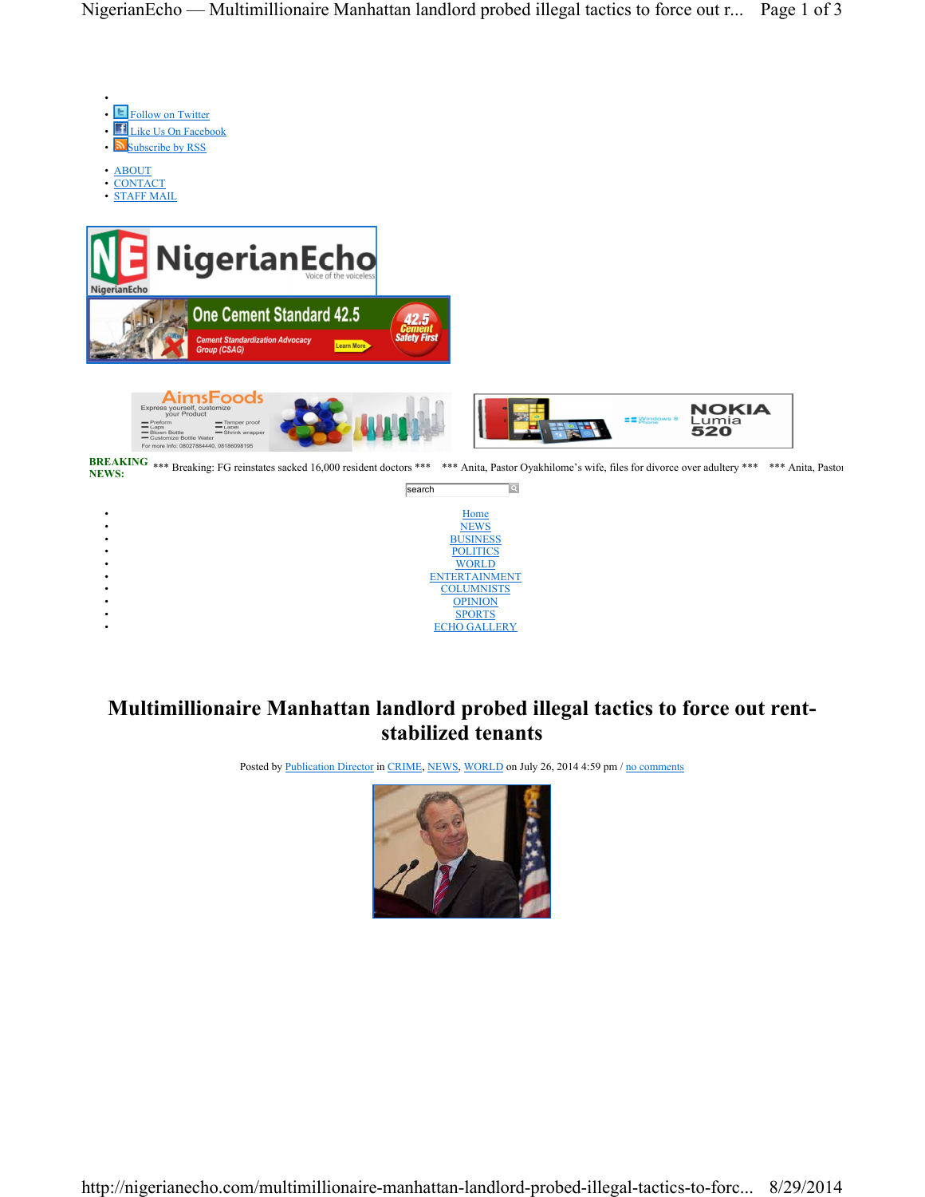- 
- Follow on Twitter
- Like Us On Facebook
- Subscribe by RSS

- ABOUT
- CONTACT
- STAFF MAIL

NigerianEcho
Voice of the voiceless

One Cement Standard 42.5
Cement Standardization Advocacy Group (CSAG)
Learn More
42.5 Cement Safety First

AimsFoods
Express yourself, customize your Product

NOKIA Lumia 520

**BREAKING NEWS:** *** Breaking: FG reinstates sacked 16,000 resident doctors *** *** Anita, Pastor Oyakhilome's wife, files for divorce over adultery *** *** Anita, Pastor

search

- Home
- NEWS
- BUSINESS
- POLITICS
- WORLD
- ENTERTAINMENT
- COLUMNISTS
- OPINION
- SPORTS
- ECHO GALLERY

# Multimillionaire Manhattan landlord probed illegal tactics to force out rent-stabilized tenants

Posted by Publication Director in CRIME, NEWS, WORLD on July 26, 2014 4:59 pm / no comments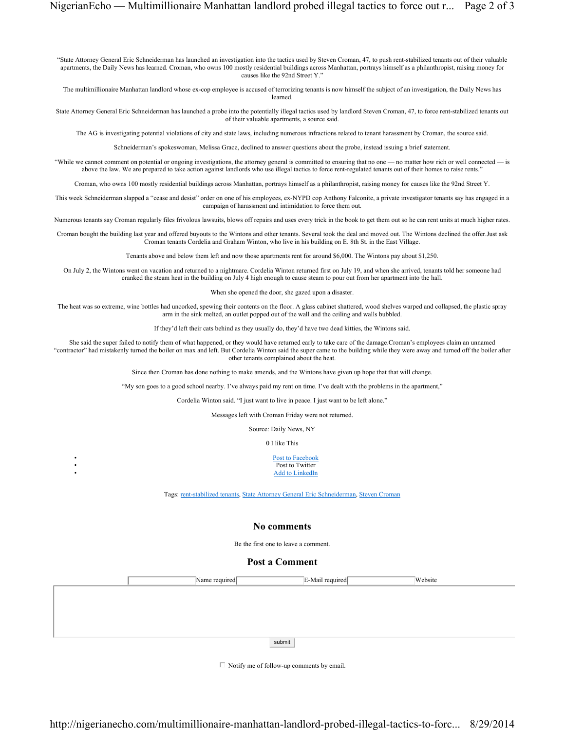"State Attorney General Eric Schneiderman has launched an investigation into the tactics used by Steven Croman, 47, to push rent-stabilized tenants out of their valuable apartments, the Daily News has learned. Croman, who owns 100 mostly residential buildings across Manhattan, portrays himself as a philanthropist, raising money for causes like the 92nd Street Y."

The multimillionaire Manhattan landlord whose ex-cop employee is accused of terrorizing tenants is now himself the subject of an investigation, the Daily News has learned.

State Attorney General Eric Schneiderman has launched a probe into the potentially illegal tactics used by landlord Steven Croman, 47, to force rent-stabilized tenants out of their valuable apartments, a source said.

The AG is investigating potential violations of city and state laws, including numerous infractions related to tenant harassment by Croman, the source said.

Schneiderman's spokeswoman, Melissa Grace, declined to answer questions about the probe, instead issuing a brief statement.

"While we cannot comment on potential or ongoing investigations, the attorney general is committed to ensuring that no one — no matter how rich or well connected — is above the law. We are prepared to take action against landlords who use illegal tactics to force rent-regulated tenants out of their homes to raise rents."

Croman, who owns 100 mostly residential buildings across Manhattan, portrays himself as a philanthropist, raising money for causes like the 92nd Street Y.

This week Schneiderman slapped a "cease and desist" order on one of his employees, ex-NYPD cop Anthony Falconite, a private investigator tenants say has engaged in a campaign of harassment and intimidation to force them out.

Numerous tenants say Croman regularly files frivolous lawsuits, blows off repairs and uses every trick in the book to get them out so he can rent units at much higher rates.

Croman bought the building last year and offered buyouts to the Wintons and other tenants. Several took the deal and moved out. The Wintons declined the offer.Just ask Croman tenants Cordelia and Graham Winton, who live in his building on E. 8th St. in the East Village.

Tenants above and below them left and now those apartments rent for around $6,000. The Wintons pay about $1,250.

On July 2, the Wintons went on vacation and returned to a nightmare. Cordelia Winton returned first on July 19, and when she arrived, tenants told her someone had cranked the steam heat in the building on July 4 high enough to cause steam to pour out from her apartment into the hall.

When she opened the door, she gazed upon a disaster.

The heat was so extreme, wine bottles had uncorked, spewing their contents on the floor. A glass cabinet shattered, wood shelves warped and collapsed, the plastic spray arm in the sink melted, an outlet popped out of the wall and the ceiling and walls bubbled.

If they'd left their cats behind as they usually do, they'd have two dead kitties, the Wintons said.

She said the super failed to notify them of what happened, or they would have returned early to take care of the damage.Croman's employees claim an unnamed "contractor" had mistakenly turned the boiler on max and left. But Cordelia Winton said the super came to the building while they were away and turned off the boiler after other tenants complained about the heat.

Since then Croman has done nothing to make amends, and the Wintons have given up hope that that will change.

"My son goes to a good school nearby. I've always paid my rent on time. I've dealt with the problems in the apartment,"

Cordelia Winton said. "I just want to live in peace. I just want to be left alone."

Messages left with Croman Friday were not returned.

Source: Daily News, NY

0 I like This

- Post to Facebook
- Post to Twitter
- Add to LinkedIn

Tags: rent-stabilized tenants, State Attorney General Eric Schneiderman, Steven Croman

## No comments

Be the first one to leave a comment.

## Post a Comment

Name required E-Mail required Website

submit

Notify me of follow-up comments by email.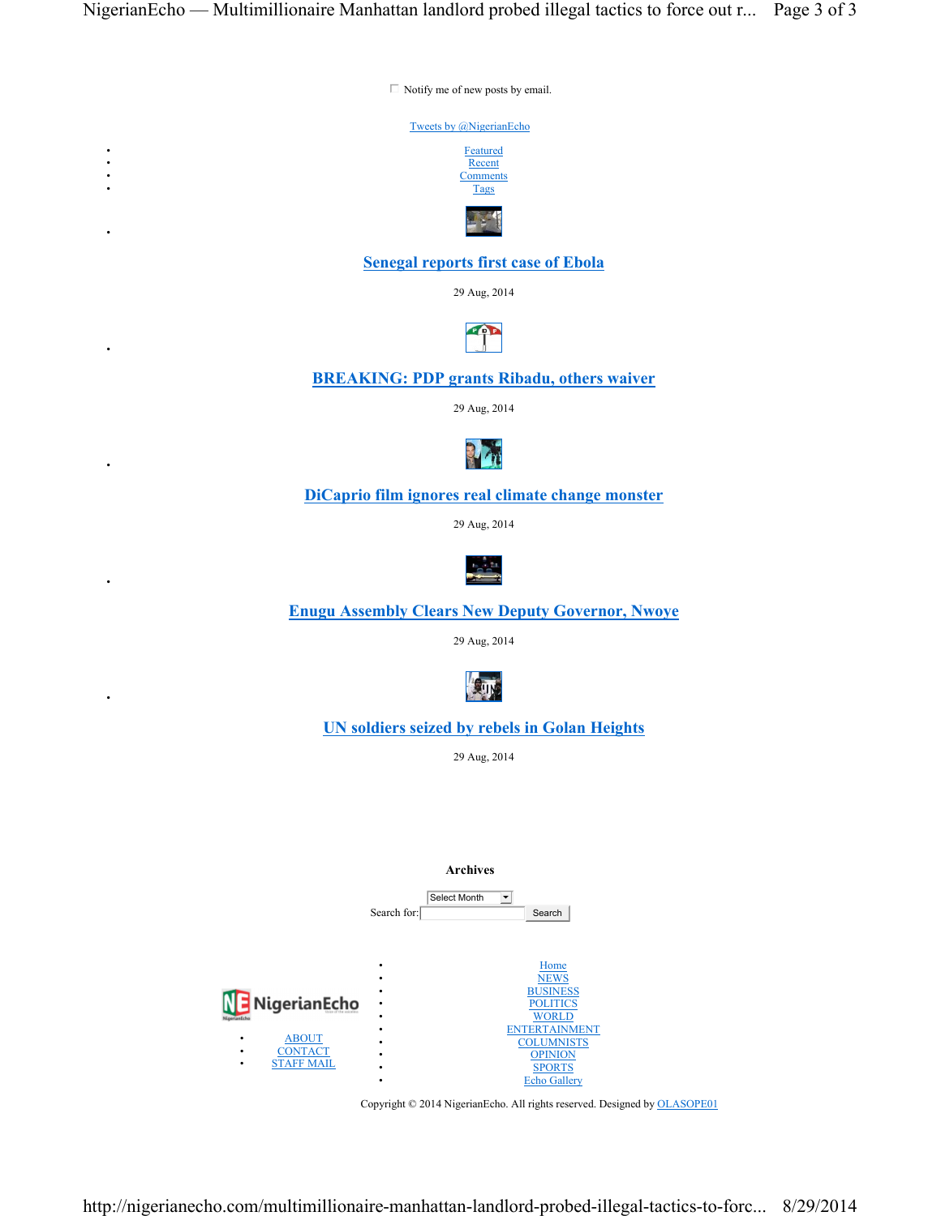☐ Notify me of new posts by email.

[Tweets by @NigerianEcho]

- Featured
- Recent
- Comments
- Tags

- **Senegal reports first case of Ebola**

  29 Aug, 2014

- **BREAKING: PDP grants Ribadu, others waiver**

  29 Aug, 2014

- **DiCaprio film ignores real climate change monster**

  29 Aug, 2014

- **Enugu Assembly Clears New Deputy Governor, Nwoye**

  29 Aug, 2014

- **UN soldiers seized by rebels in Golan Heights**

  29 Aug, 2014

**Archives**

Select Month

Search for: Search

NigerianEcho

- ABOUT
- CONTACT
- STAFF MAIL

- Home
- NEWS
- BUSINESS
- POLITICS
- WORLD
- ENTERTAINMENT
- COLUMNISTS
- OPINION
- SPORTS
- Echo Gallery

Copyright © 2014 NigerianEcho. All rights reserved. Designed by OLASOPE01